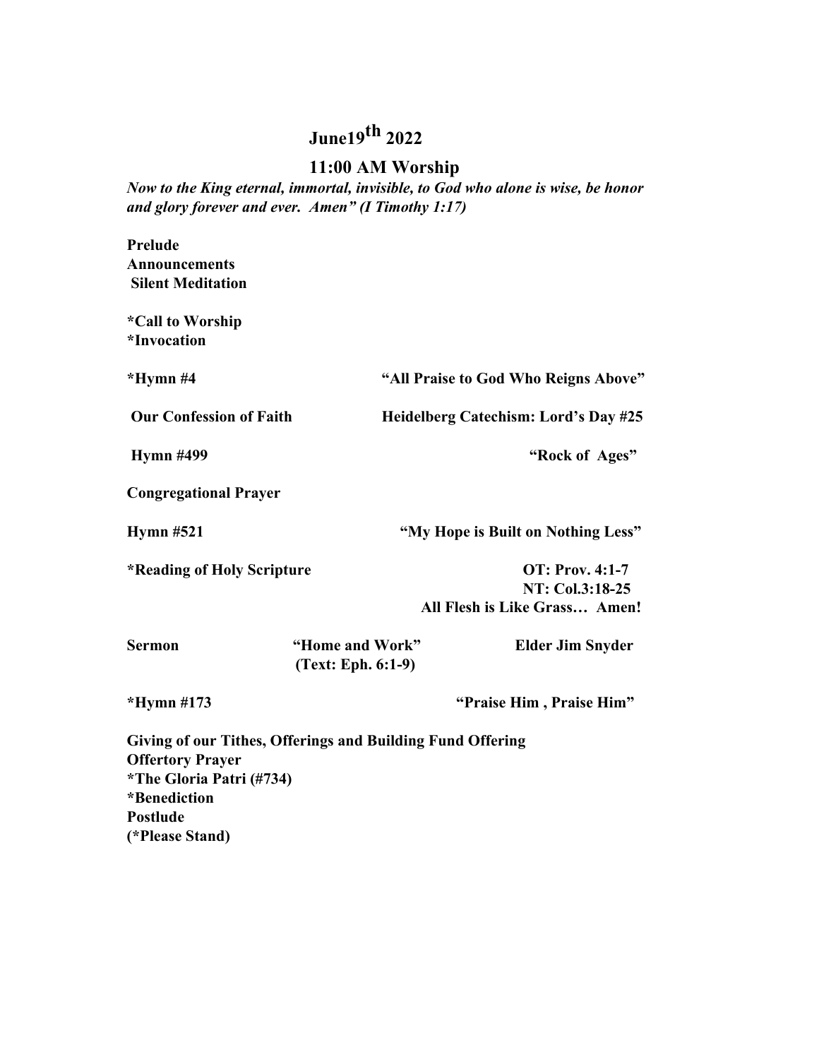# June19th 2022

## 11:00 AM Worship

***Now to the King eternal, immortal, invisible, to God who alone is wise, be honor and glory forever and ever. Amen" (I Timothy 1:17)***

**Prelude**
**Announcements**
**Silent Meditation**

**\*Call to Worship**
**\*Invocation**

**\*Hymn #4** — **"All Praise to God Who Reigns Above"**

**Our Confession of Faith** — **Heidelberg Catechism: Lord's Day #25**

**Hymn #499** — **"Rock of Ages"**

**Congregational Prayer**

**Hymn #521** — **"My Hope is Built on Nothing Less"**

**\*Reading of Holy Scripture** — **OT: Prov. 4:1-7**
**NT: Col.3:18-25**
**All Flesh is Like Grass… Amen!**

**Sermon** — **"Home and Work"** **(Text: Eph. 6:1-9)** — **Elder Jim Snyder**

**\*Hymn #173** — **"Praise Him , Praise Him"**

**Giving of our Tithes, Offerings and Building Fund Offering**
**Offertory Prayer**
**\*The Gloria Patri (#734)**
**\*Benediction**
**Postlude**
**(\*Please Stand)**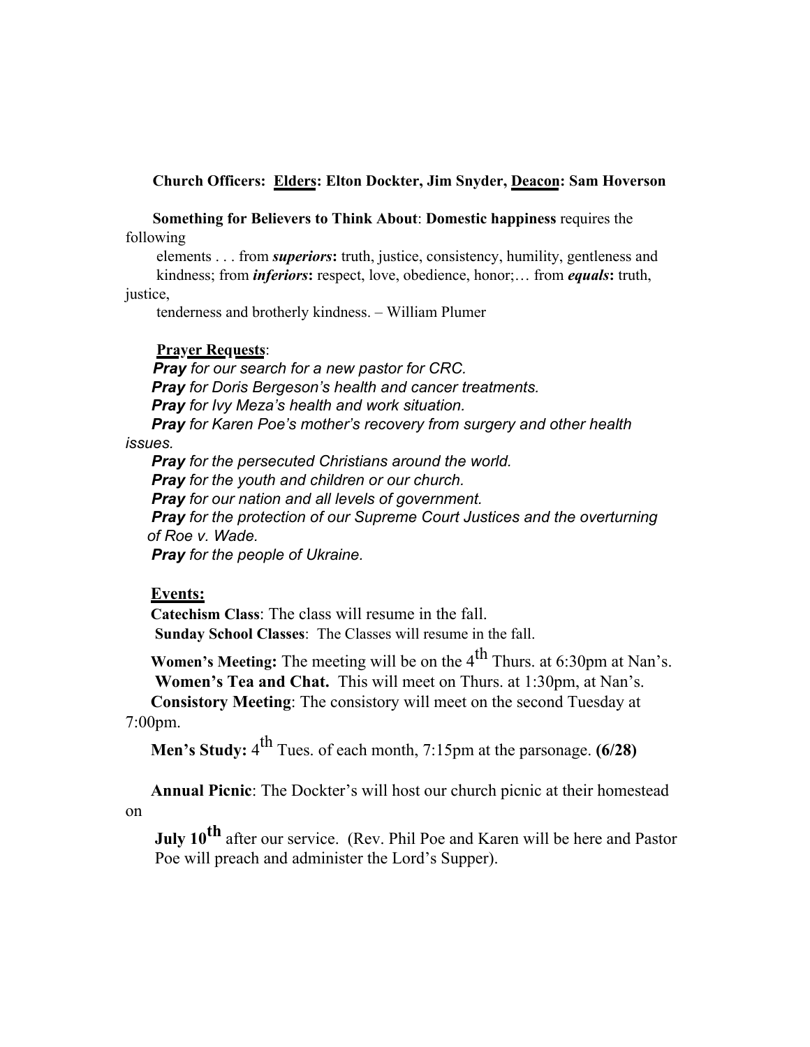**Church Officers: <u>Elders</u>: Elton Dockter, Jim Snyder, <u>Deacon</u>: Sam Hoverson**

**Something for Believers to Think About**: **Domestic happiness** requires the following elements . . . from ***superiors*:** truth, justice, consistency, humility, gentleness and kindness; from ***inferiors*:** respect, love, obedience, honor;… from ***equals*:** truth, justice, tenderness and brotherly kindness. – William Plumer

**<u>Prayer Requests</u>**:

***Pray*** *for our search for a new pastor for CRC.*
***Pray*** *for Doris Bergeson's health and cancer treatments.*
***Pray*** *for Ivy Meza's health and work situation.*
***Pray*** *for Karen Poe's mother's recovery from surgery and other health issues.*
***Pray*** *for the persecuted Christians around the world.*
***Pray*** *for the youth and children or our church.*
***Pray*** *for our nation and all levels of government.*
***Pray*** *for the protection of our Supreme Court Justices and the overturning of Roe v. Wade.*
***Pray*** *for the people of Ukraine.*

**<u>Events:</u>**

**Catechism Class**: The class will resume in the fall.
**Sunday School Classes**: The Classes will resume in the fall.

**Women's Meeting:** The meeting will be on the 4th Thurs. at 6:30pm at Nan's.
**Women's Tea and Chat.** This will meet on Thurs. at 1:30pm, at Nan's.
**Consistory Meeting**: The consistory will meet on the second Tuesday at 7:00pm.

**Men's Study:** 4th Tues. of each month, 7:15pm at the parsonage. **(6/28)**

**Annual Picnic**: The Dockter's will host our church picnic at their homestead on **July 10th** after our service. (Rev. Phil Poe and Karen will be here and Pastor Poe will preach and administer the Lord's Supper).